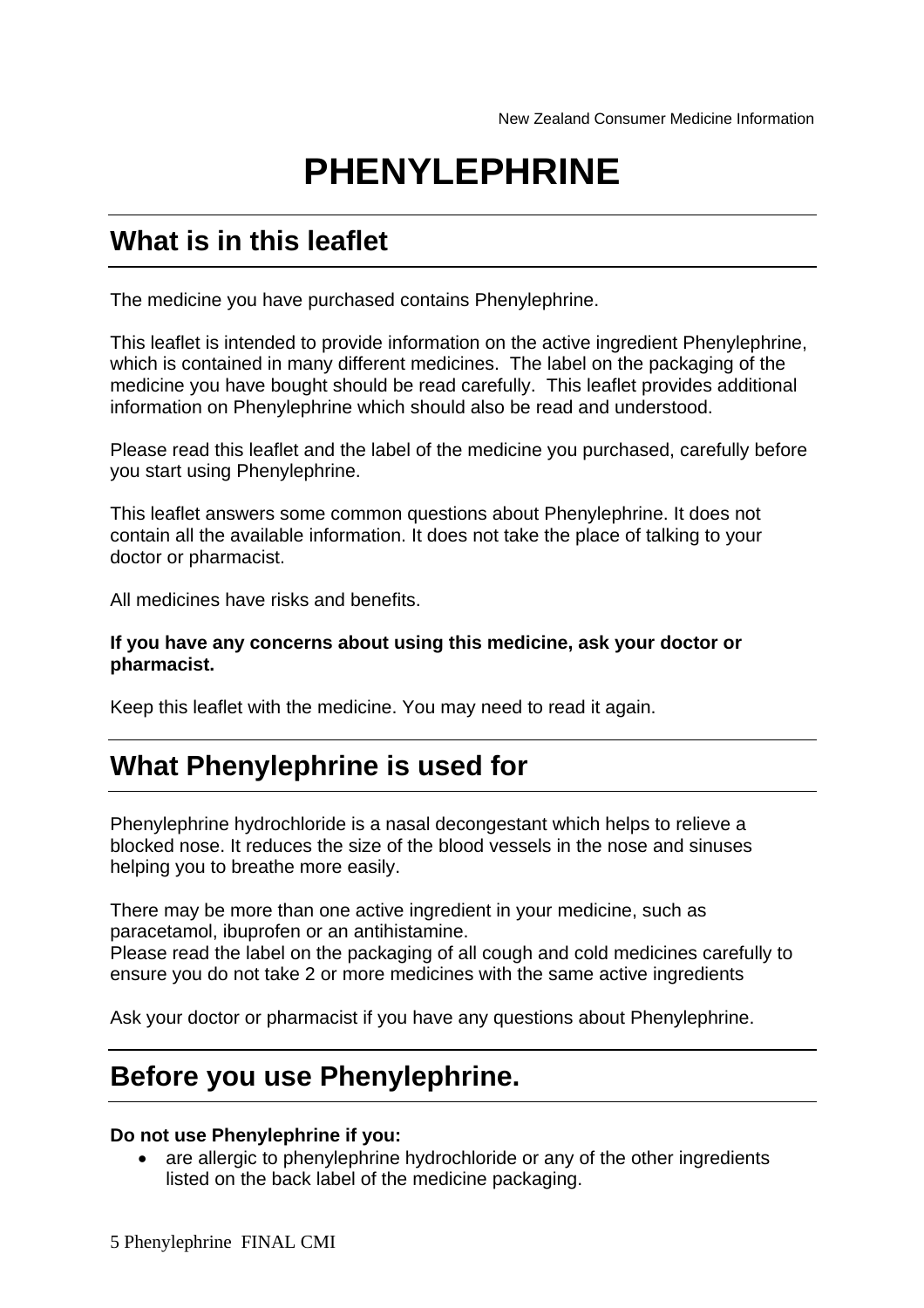# PHENYLEPHRINE

## What is in this leaflet

The medicine you have purchased contains Phenylephrine.

This leaflet is intended to provide information on the active ingredient Phenylephrine, which is contained in many different medicines. The label on the packaging of the medicine you have bought should be read carefully. This leaflet provides additional information on Phenylephrine which should also be read and understood.

Please read this leaflet and the label of the medicine you purchased, carefully before you start using Phenylephrine.

This leaflet answers some common questions about Phenylephrine. It does not contain all the available information. It does not take the place of talking to your doctor or pharmacist.

All medicines have risks and benefits.

**If you have any concerns about using this medicine, ask your doctor or pharmacist.**

Keep this leaflet with the medicine. You may need to read it again.

## What Phenylephrine is used for

Phenylephrine hydrochloride is a nasal decongestant which helps to relieve a blocked nose. It reduces the size of the blood vessels in the nose and sinuses helping you to breathe more easily.

There may be more than one active ingredient in your medicine, such as paracetamol, ibuprofen or an antihistamine.
Please read the label on the packaging of all cough and cold medicines carefully to ensure you do not take 2 or more medicines with the same active ingredients

Ask your doctor or pharmacist if you have any questions about Phenylephrine.

## Before you use Phenylephrine.

**Do not use Phenylephrine if you:**

- are allergic to phenylephrine hydrochloride or any of the other ingredients listed on the back label of the medicine packaging.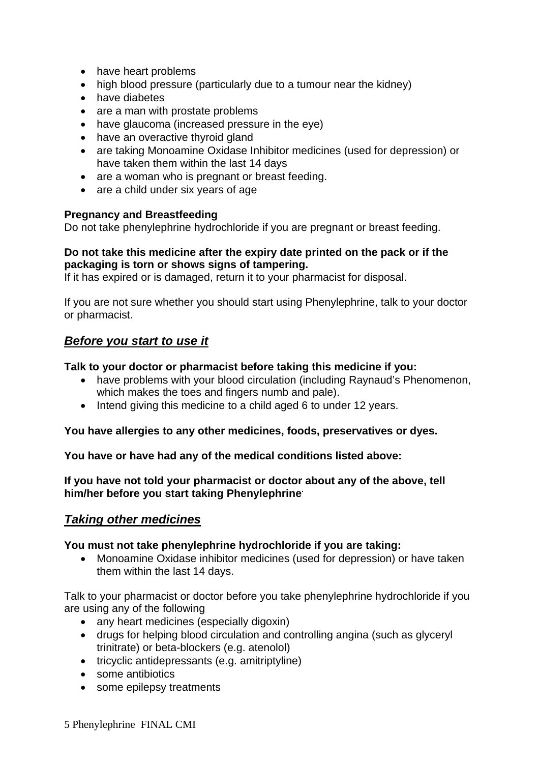- have heart problems
- high blood pressure (particularly due to a tumour near the kidney)
- have diabetes
- are a man with prostate problems
- have glaucoma (increased pressure in the eye)
- have an overactive thyroid gland
- are taking Monoamine Oxidase Inhibitor medicines (used for depression) or have taken them within the last 14 days
- are a woman who is pregnant or breast feeding.
- are a child under six years of age

**Pregnancy and Breastfeeding**
Do not take phenylephrine hydrochloride if you are pregnant or breast feeding.

**Do not take this medicine after the expiry date printed on the pack or if the packaging is torn or shows signs of tampering.**
If it has expired or is damaged, return it to your pharmacist for disposal.

If you are not sure whether you should start using Phenylephrine, talk to your doctor or pharmacist.

## ***Before you start to use it***

**Talk to your doctor or pharmacist before taking this medicine if you:**

- have problems with your blood circulation (including Raynaud's Phenomenon, which makes the toes and fingers numb and pale).
- Intend giving this medicine to a child aged 6 to under 12 years.

**You have allergies to any other medicines, foods, preservatives or dyes.**

**You have or have had any of the medical conditions listed above:**

**If you have not told your pharmacist or doctor about any of the above, tell him/her before you start taking Phenylephrine.**

## ***Taking other medicines***

**You must not take phenylephrine hydrochloride if you are taking:**

- Monoamine Oxidase inhibitor medicines (used for depression) or have taken them within the last 14 days.

Talk to your pharmacist or doctor before you take phenylephrine hydrochloride if you are using any of the following

- any heart medicines (especially digoxin)
- drugs for helping blood circulation and controlling angina (such as glyceryl trinitrate) or beta-blockers (e.g. atenolol)
- tricyclic antidepressants (e.g. amitriptyline)
- some antibiotics
- some epilepsy treatments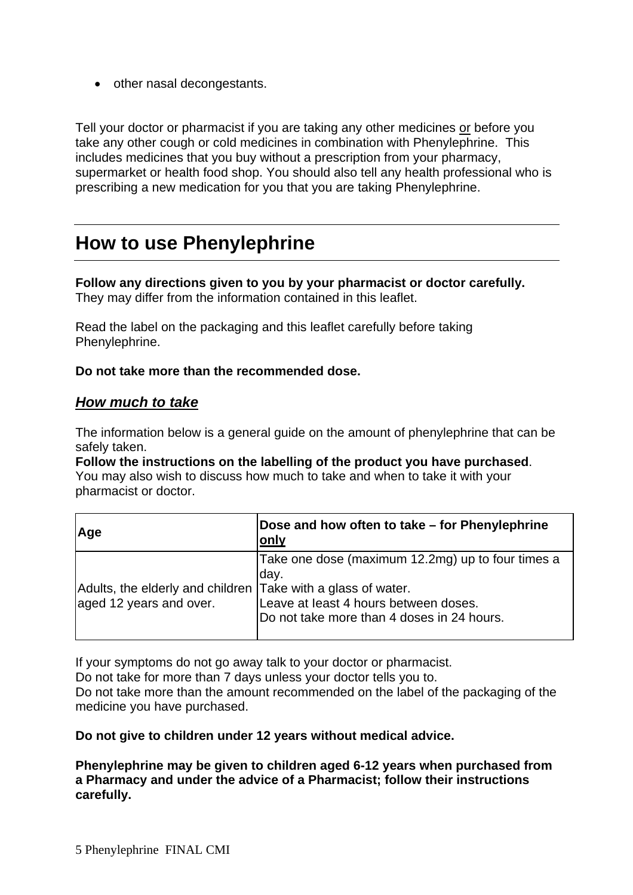- other nasal decongestants.

Tell your doctor or pharmacist if you are taking any other medicines <u>or</u> before you take any other cough or cold medicines in combination with Phenylephrine. This includes medicines that you buy without a prescription from your pharmacy, supermarket or health food shop. You should also tell any health professional who is prescribing a new medication for you that you are taking Phenylephrine.

## How to use Phenylephrine

**Follow any directions given to you by your pharmacist or doctor carefully.** They may differ from the information contained in this leaflet.

Read the label on the packaging and this leaflet carefully before taking Phenylephrine.

**Do not take more than the recommended dose.**

### ***How much to take***

The information below is a general guide on the amount of phenylephrine that can be safely taken.
**Follow the instructions on the labelling of the product you have purchased**. You may also wish to discuss how much to take and when to take it with your pharmacist or doctor.

| Age | Dose and how often to take – for Phenylephrine only |
|---|---|
| Adults, the elderly and children aged 12 years and over. | Take one dose (maximum 12.2mg) up to four times a day.<br>Take with a glass of water.<br>Leave at least 4 hours between doses.<br>Do not take more than 4 doses in 24 hours. |

If your symptoms do not go away talk to your doctor or pharmacist.
Do not take for more than 7 days unless your doctor tells you to.
Do not take more than the amount recommended on the label of the packaging of the medicine you have purchased.

**Do not give to children under 12 years without medical advice.**

**Phenylephrine may be given to children aged 6-12 years when purchased from a Pharmacy and under the advice of a Pharmacist; follow their instructions carefully.**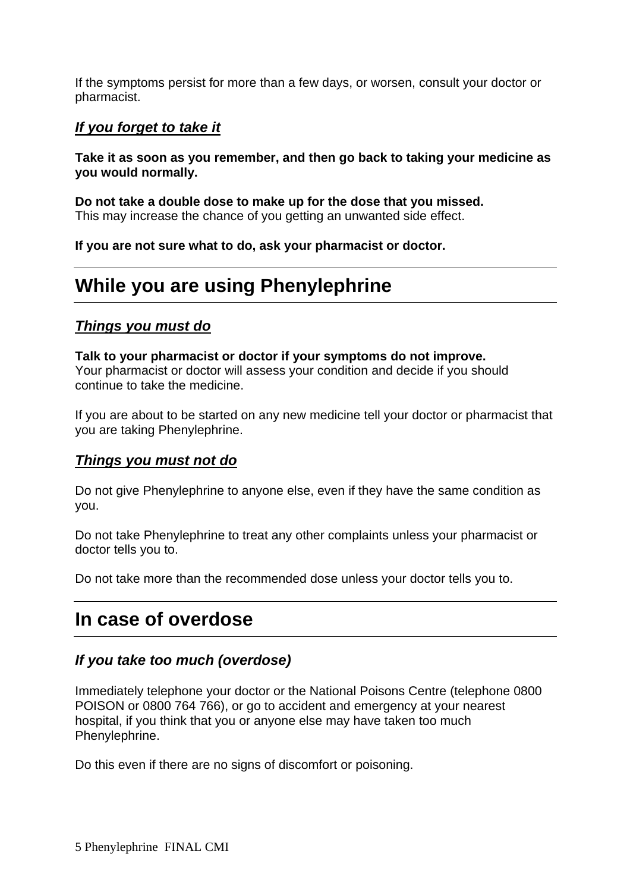If the symptoms persist for more than a few days, or worsen, consult your doctor or pharmacist.

### ***If you forget to take it***

**Take it as soon as you remember, and then go back to taking your medicine as you would normally.**

**Do not take a double dose to make up for the dose that you missed.**
This may increase the chance of you getting an unwanted side effect.

**If you are not sure what to do, ask your pharmacist or doctor.**

## While you are using Phenylephrine

### ***Things you must do***

**Talk to your pharmacist or doctor if your symptoms do not improve.**
Your pharmacist or doctor will assess your condition and decide if you should continue to take the medicine.

If you are about to be started on any new medicine tell your doctor or pharmacist that you are taking Phenylephrine.

### ***Things you must not do***

Do not give Phenylephrine to anyone else, even if they have the same condition as you.

Do not take Phenylephrine to treat any other complaints unless your pharmacist or doctor tells you to.

Do not take more than the recommended dose unless your doctor tells you to.

## In case of overdose

### *If you take too much (overdose)*

Immediately telephone your doctor or the National Poisons Centre (telephone 0800 POISON or 0800 764 766), or go to accident and emergency at your nearest hospital, if you think that you or anyone else may have taken too much Phenylephrine.

Do this even if there are no signs of discomfort or poisoning.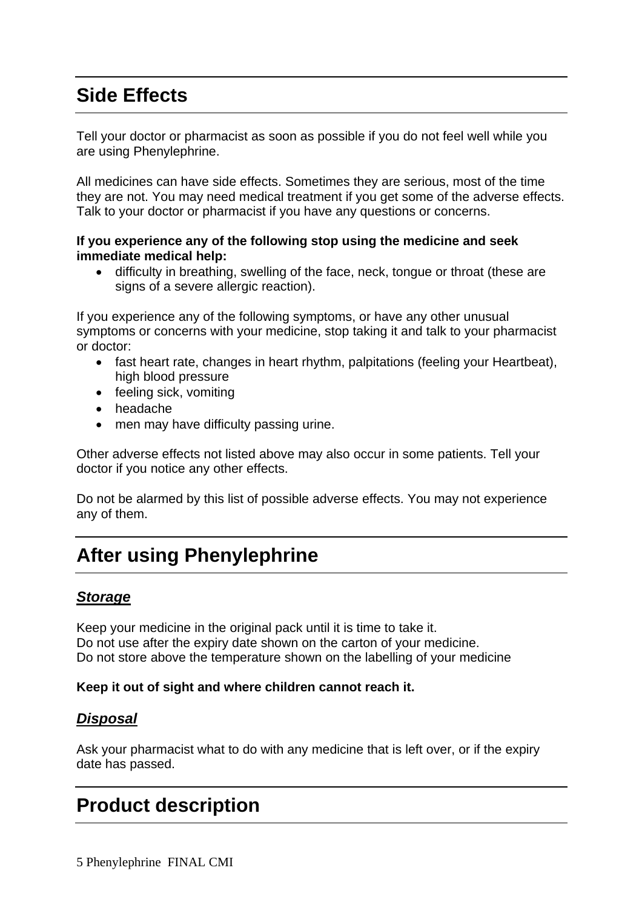# Side Effects

Tell your doctor or pharmacist as soon as possible if you do not feel well while you are using Phenylephrine.

All medicines can have side effects. Sometimes they are serious, most of the time they are not. You may need medical treatment if you get some of the adverse effects. Talk to your doctor or pharmacist if you have any questions or concerns.

**If you experience any of the following stop using the medicine and seek immediate medical help:**

- difficulty in breathing, swelling of the face, neck, tongue or throat (these are signs of a severe allergic reaction).

If you experience any of the following symptoms, or have any other unusual symptoms or concerns with your medicine, stop taking it and talk to your pharmacist or doctor:

- fast heart rate, changes in heart rhythm, palpitations (feeling your Heartbeat), high blood pressure
- feeling sick, vomiting
- headache
- men may have difficulty passing urine.

Other adverse effects not listed above may also occur in some patients. Tell your doctor if you notice any other effects.

Do not be alarmed by this list of possible adverse effects. You may not experience any of them.

# After using Phenylephrine

### ***Storage***

Keep your medicine in the original pack until it is time to take it.
Do not use after the expiry date shown on the carton of your medicine.
Do not store above the temperature shown on the labelling of your medicine

**Keep it out of sight and where children cannot reach it.**

### ***Disposal***

Ask your pharmacist what to do with any medicine that is left over, or if the expiry date has passed.

# Product description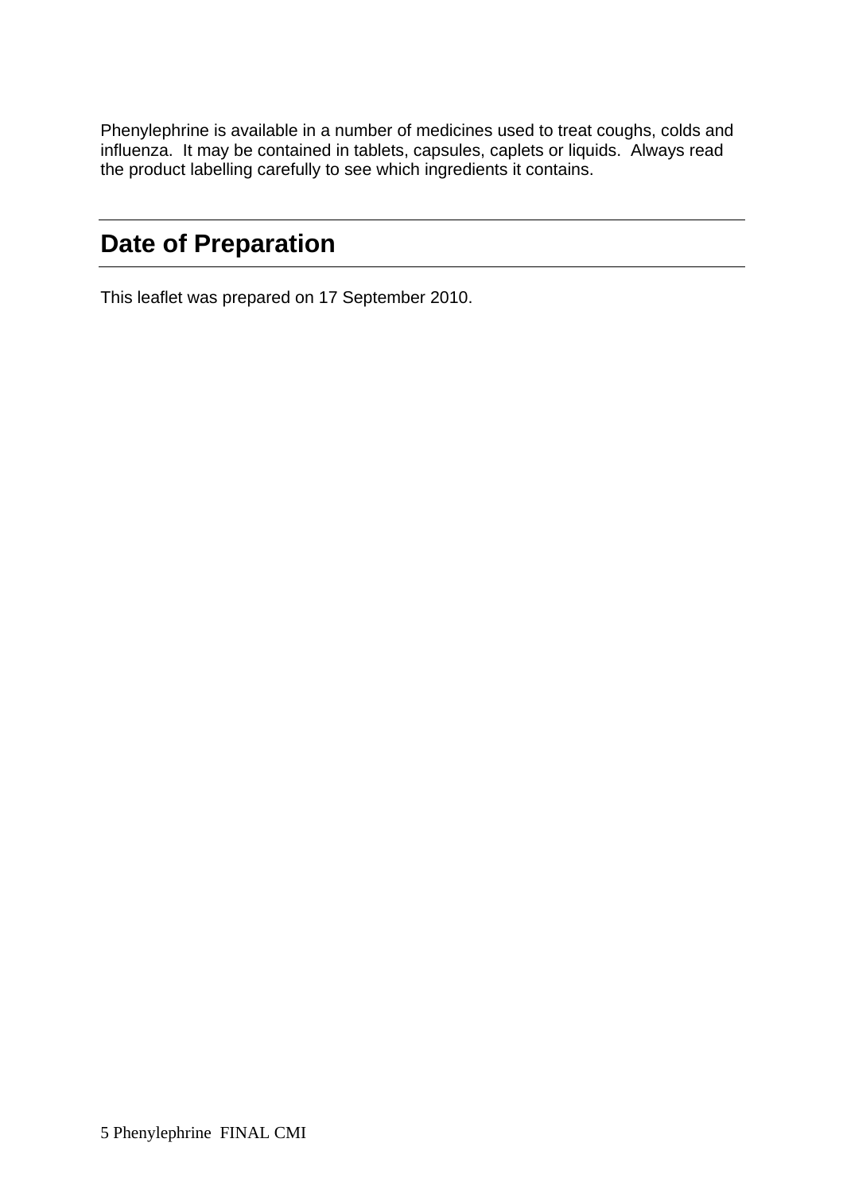Phenylephrine is available in a number of medicines used to treat coughs, colds and influenza. It may be contained in tablets, capsules, caplets or liquids. Always read the product labelling carefully to see which ingredients it contains.

## Date of Preparation

This leaflet was prepared on 17 September 2010.